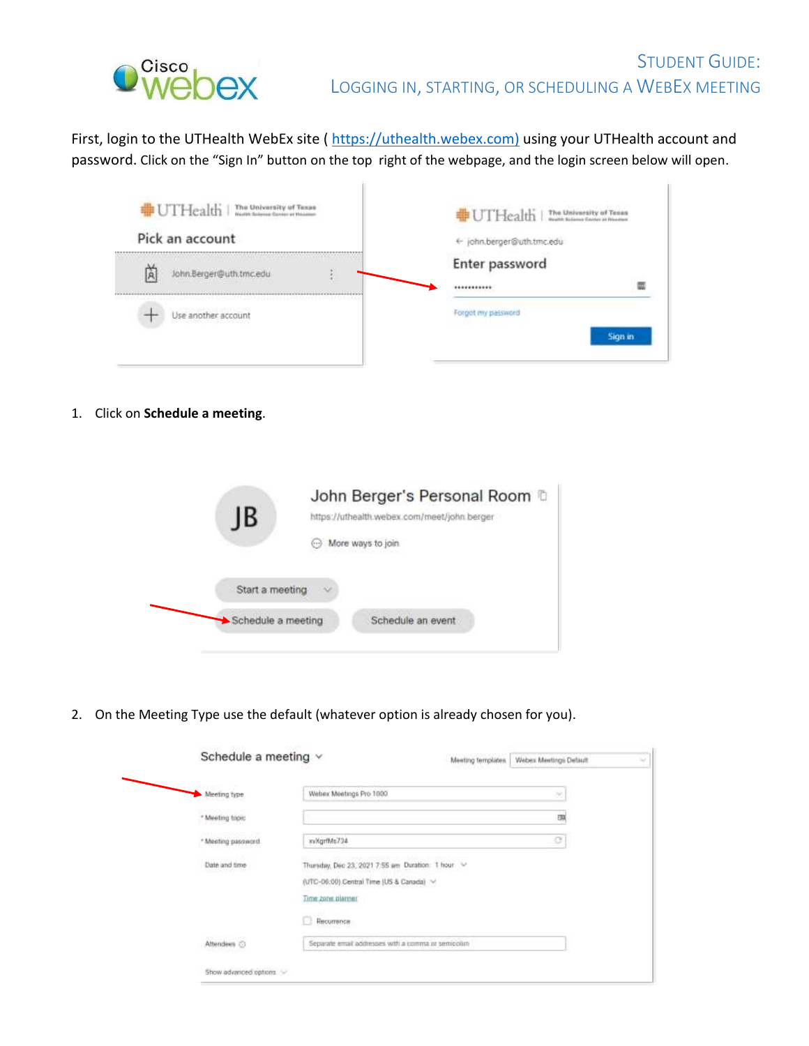# Student Guide: Logging in, Starting, or Scheduling a WebEx Meeting

First, login to the UTHealth WebEx site ( https://uthealth.webex.com) using your UTHealth account and password. Click on the "Sign In" button on the top right of the webpage, and the login screen below will open.

1. Click on **Schedule a meeting**.

2. On the Meeting Type use the default (whatever option is already chosen for you).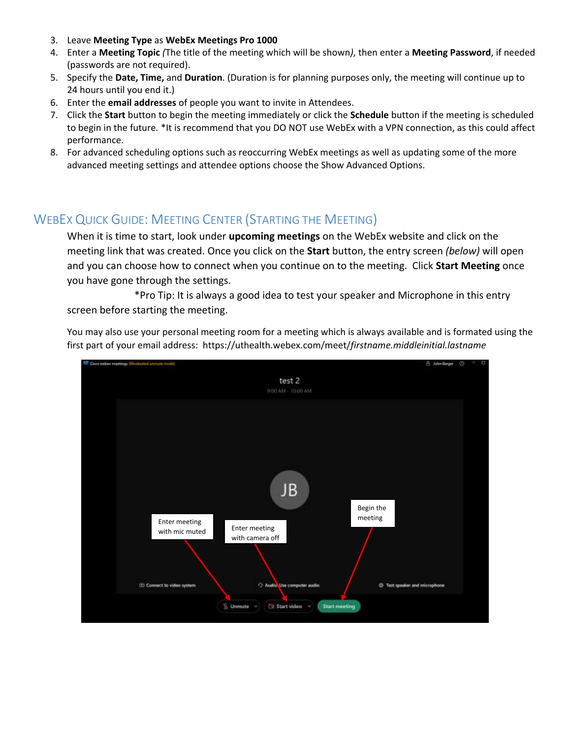3. Leave **Meeting Type** as **WebEx Meetings Pro 1000**
4. Enter a **Meeting Topic** *(*The title of the meeting which will be shown*)*, then enter a **Meeting Password**, if needed (passwords are not required).
5. Specify the **Date, Time,** and **Duration**. (Duration is for planning purposes only, the meeting will continue up to 24 hours until you end it.)
6. Enter the **email addresses** of people you want to invite in Attendees.
7. Click the **Start** button to begin the meeting immediately or click the **Schedule** button if the meeting is scheduled to begin in the future. *It is recommend that you DO NOT use WebEx with a VPN connection, as this could affect performance.
8. For advanced scheduling options such as reoccurring WebEx meetings as well as updating some of the more advanced meeting settings and attendee options choose the Show Advanced Options.

## WebEx Quick Guide: Meeting Center (Starting the Meeting)

When it is time to start, look under **upcoming meetings** on the WebEx website and click on the meeting link that was created. Once you click on the **Start** button, the entry screen *(below)* will open and you can choose how to connect when you continue on to the meeting. Click **Start Meeting** once you have gone through the settings.

*Pro Tip: It is always a good idea to test your speaker and Microphone in this entry screen before starting the meeting.

You may also use your personal meeting room for a meeting which is always available and is formated using the first part of your email address: https://uthealth.webex.com/meet/*firstname.middleinitial.lastname*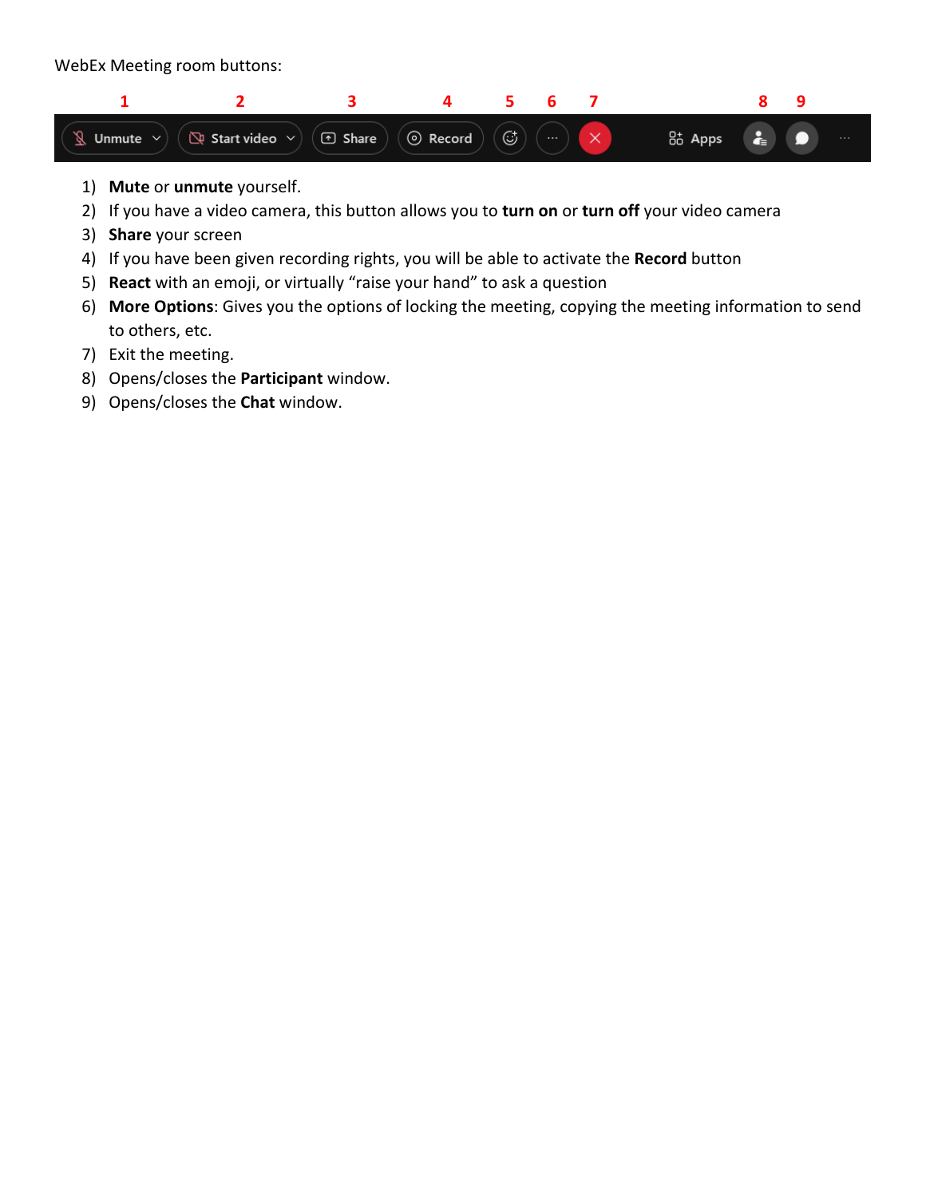WebEx Meeting room buttons:

1 2 3 4 5 6 7 8 9

Unmute Start video Share Record Apps

1) **Mute** or **unmute** yourself.
2) If you have a video camera, this button allows you to **turn on** or **turn off** your video camera
3) **Share** your screen
4) If you have been given recording rights, you will be able to activate the **Record** button
5) **React** with an emoji, or virtually "raise your hand" to ask a question
6) **More Options**: Gives you the options of locking the meeting, copying the meeting information to send to others, etc.
7) Exit the meeting.
8) Opens/closes the **Participant** window.
9) Opens/closes the **Chat** window.